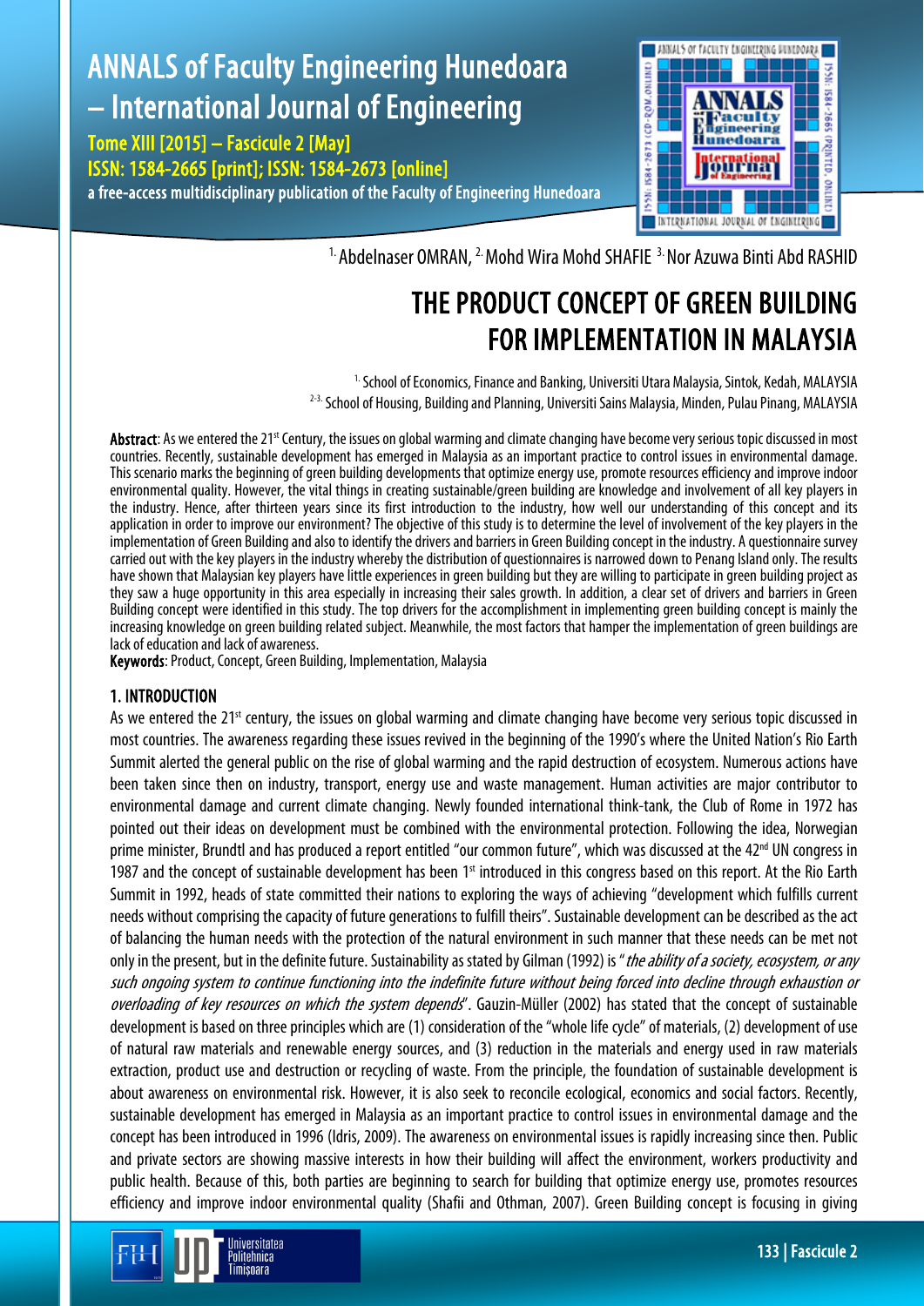[1.] Abdelnaser OMRAN, [2.] Mohd Wira Mohd SHAFIE [3.] Nor Azuwa Binti Abd RASHID

# THE PRODUCT CONCEPT OF GREEN BUILDING FOR IMPLEMENTATION IN MALAYSIA

[1.] School of Economics, Finance and Banking, Universiti Utara Malaysia, Sintok, Kedah, MALAYSIA
[2-3.] School of Housing, Building and Planning, Universiti Sains Malaysia, Minden, Pulau Pinang, MALAYSIA

**Abstract**: As we entered the 21st Century, the issues on global warming and climate changing have become very serious topic discussed in most countries. Recently, sustainable development has emerged in Malaysia as an important practice to control issues in environmental damage. This scenario marks the beginning of green building developments that optimize energy use, promote resources efficiency and improve indoor environmental quality. However, the vital things in creating sustainable/green building are knowledge and involvement of all key players in the industry. Hence, after thirteen years since its first introduction to the industry, how well our understanding of this concept and its application in order to improve our environment? The objective of this study is to determine the level of involvement of the key players in the implementation of Green Building and also to identify the drivers and barriers in Green Building concept in the industry. A questionnaire survey carried out with the key players in the industry whereby the distribution of questionnaires is narrowed down to Penang Island only. The results have shown that Malaysian key players have little experiences in green building but they are willing to participate in green building project as they saw a huge opportunity in this area especially in increasing their sales growth. In addition, a clear set of drivers and barriers in Green Building concept were identified in this study. The top drivers for the accomplishment in implementing green building concept is mainly the increasing knowledge on green building related subject. Meanwhile, the most factors that hamper the implementation of green buildings are lack of education and lack of awareness.

**Keywords**: Product, Concept, Green Building, Implementation, Malaysia

## 1. INTRODUCTION

As we entered the 21st century, the issues on global warming and climate changing have become very serious topic discussed in most countries. The awareness regarding these issues revived in the beginning of the 1990's where the United Nation's Rio Earth Summit alerted the general public on the rise of global warming and the rapid destruction of ecosystem. Numerous actions have been taken since then on industry, transport, energy use and waste management. Human activities are major contributor to environmental damage and current climate changing. Newly founded international think-tank, the Club of Rome in 1972 has pointed out their ideas on development must be combined with the environmental protection. Following the idea, Norwegian prime minister, Brundtl and has produced a report entitled "our common future", which was discussed at the 42nd UN congress in 1987 and the concept of sustainable development has been 1st introduced in this congress based on this report. At the Rio Earth Summit in 1992, heads of state committed their nations to exploring the ways of achieving "development which fulfills current needs without comprising the capacity of future generations to fulfill theirs". Sustainable development can be described as the act of balancing the human needs with the protection of the natural environment in such manner that these needs can be met not only in the present, but in the definite future. Sustainability as stated by Gilman (1992) is "*the ability of a society, ecosystem, or any such ongoing system to continue functioning into the indefinite future without being forced into decline through exhaustion or overloading of key resources on which the system depends*". Gauzin-Müller (2002) has stated that the concept of sustainable development is based on three principles which are (1) consideration of the "whole life cycle" of materials, (2) development of use of natural raw materials and renewable energy sources, and (3) reduction in the materials and energy used in raw materials extraction, product use and destruction or recycling of waste. From the principle, the foundation of sustainable development is about awareness on environmental risk. However, it is also seek to reconcile ecological, economics and social factors. Recently, sustainable development has emerged in Malaysia as an important practice to control issues in environmental damage and the concept has been introduced in 1996 (Idris, 2009). The awareness on environmental issues is rapidly increasing since then. Public and private sectors are showing massive interests in how their building will affect the environment, workers productivity and public health. Because of this, both parties are beginning to search for building that optimize energy use, promotes resources efficiency and improve indoor environmental quality (Shafii and Othman, 2007). Green Building concept is focusing in giving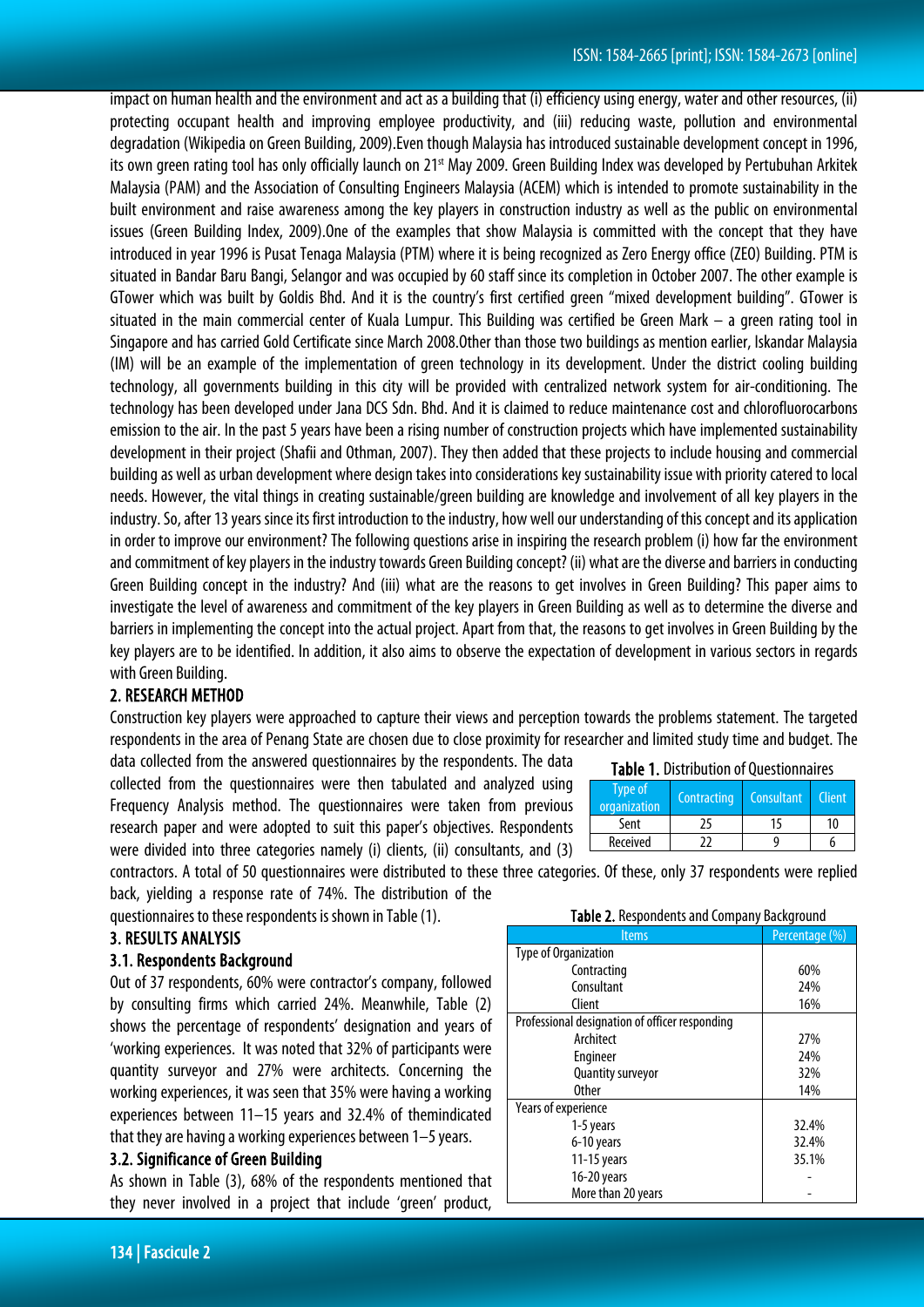impact on human health and the environment and act as a building that (i) efficiency using energy, water and other resources, (ii) protecting occupant health and improving employee productivity, and (iii) reducing waste, pollution and environmental degradation (Wikipedia on Green Building, 2009).Even though Malaysia has introduced sustainable development concept in 1996, its own green rating tool has only officially launch on 21st May 2009. Green Building Index was developed by Pertubuhan Arkitek Malaysia (PAM) and the Association of Consulting Engineers Malaysia (ACEM) which is intended to promote sustainability in the built environment and raise awareness among the key players in construction industry as well as the public on environmental issues (Green Building Index, 2009).One of the examples that show Malaysia is committed with the concept that they have introduced in year 1996 is Pusat Tenaga Malaysia (PTM) where it is being recognized as Zero Energy office (ZEO) Building. PTM is situated in Bandar Baru Bangi, Selangor and was occupied by 60 staff since its completion in October 2007. The other example is GTower which was built by Goldis Bhd. And it is the country's first certified green "mixed development building". GTower is situated in the main commercial center of Kuala Lumpur. This Building was certified be Green Mark – a green rating tool in Singapore and has carried Gold Certificate since March 2008.Other than those two buildings as mention earlier, Iskandar Malaysia (IM) will be an example of the implementation of green technology in its development. Under the district cooling building technology, all governments building in this city will be provided with centralized network system for air-conditioning. The technology has been developed under Jana DCS Sdn. Bhd. And it is claimed to reduce maintenance cost and chlorofluorocarbons emission to the air. In the past 5 years have been a rising number of construction projects which have implemented sustainability development in their project (Shafii and Othman, 2007). They then added that these projects to include housing and commercial building as well as urban development where design takes into considerations key sustainability issue with priority catered to local needs. However, the vital things in creating sustainable/green building are knowledge and involvement of all key players in the industry. So, after 13 years since its first introduction to the industry, how well our understanding of this concept and its application in order to improve our environment? The following questions arise in inspiring the research problem (i) how far the environment and commitment of key players in the industry towards Green Building concept? (ii) what are the diverse and barriers in conducting Green Building concept in the industry? And (iii) what are the reasons to get involves in Green Building? This paper aims to investigate the level of awareness and commitment of the key players in Green Building as well as to determine the diverse and barriers in implementing the concept into the actual project. Apart from that, the reasons to get involves in Green Building by the key players are to be identified. In addition, it also aims to observe the expectation of development in various sectors in regards with Green Building.

## 2. RESEARCH METHOD

Construction key players were approached to capture their views and perception towards the problems statement. The targeted respondents in the area of Penang State are chosen due to close proximity for researcher and limited study time and budget. The data collected from the answered questionnaires by the respondents. The data collected from the questionnaires were then tabulated and analyzed using Frequency Analysis method. The questionnaires were taken from previous research paper and were adopted to suit this paper's objectives. Respondents were divided into three categories namely (i) clients, (ii) consultants, and (3) contractors. A total of 50 questionnaires were distributed to these three categories. Of these, only 37 respondents were replied back, yielding a response rate of 74%. The distribution of the questionnaires to these respondents is shown in Table (1).

**Table 1.** Distribution of Questionnaires

| Type of organization | Contracting | Consultant | Client |
|---|---|---|---|
| Sent | 25 | 15 | 10 |
| Received | 22 | 9 | 6 |

## 3. RESULTS ANALYSIS

### 3.1. Respondents Background

Out of 37 respondents, 60% were contractor's company, followed by consulting firms which carried 24%. Meanwhile, Table (2) shows the percentage of respondents' designation and years of 'working experiences. It was noted that 32% of participants were quantity surveyor and 27% were architects. Concerning the working experiences, it was seen that 35% were having a working experiences between 11–15 years and 32.4% of themindicated that they are having a working experiences between 1–5 years.

**Table 2.** Respondents and Company Background

| Items | Percentage (%) |
|---|---|
| Type of Organization | |
| Contracting | 60% |
| Consultant | 24% |
| Client | 16% |
| Professional designation of officer responding | |
| Architect | 27% |
| Engineer | 24% |
| Quantity surveyor | 32% |
| Other | 14% |
| Years of experience | |
| 1-5 years | 32.4% |
| 6-10 years | 32.4% |
| 11-15 years | 35.1% |
| 16-20 years | - |
| More than 20 years | - |

### 3.2. Significance of Green Building

As shown in Table (3), 68% of the respondents mentioned that they never involved in a project that include 'green' product,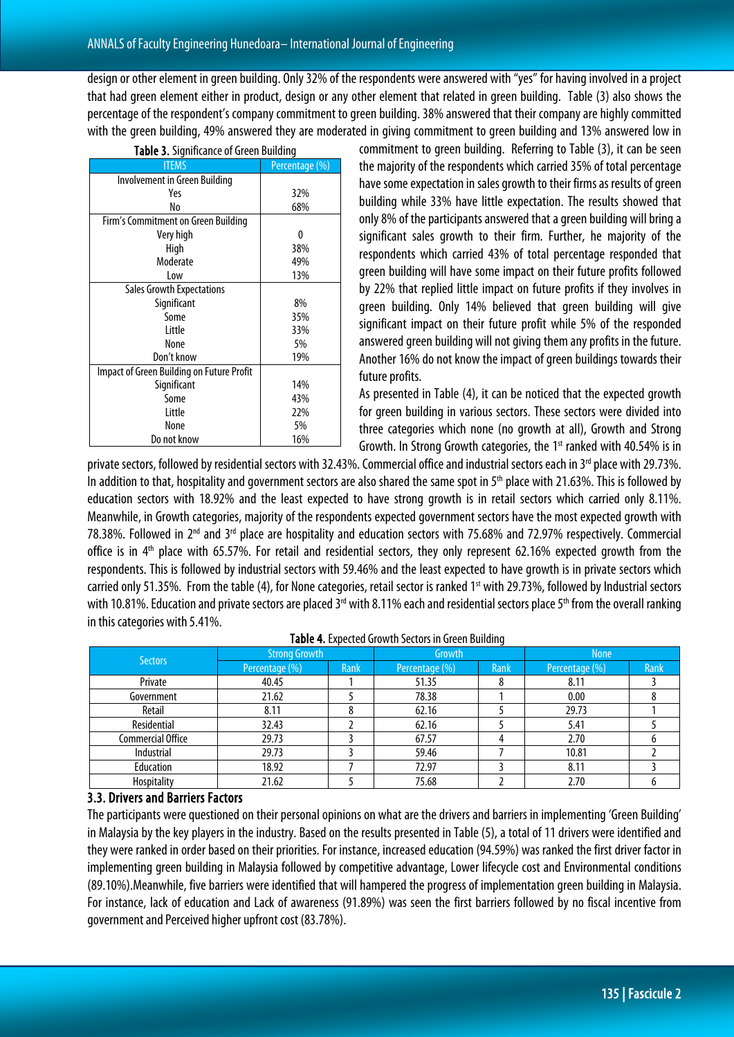design or other element in green building. Only 32% of the respondents were answered with "yes" for having involved in a project that had green element either in product, design or any other element that related in green building. Table (3) also shows the percentage of the respondent's company commitment to green building. 38% answered that their company are highly committed with the green building, 49% answered they are moderated in giving commitment to green building and 13% answered low in commitment to green building. Referring to Table (3), it can be seen the majority of the respondents which carried 35% of total percentage have some expectation in sales growth to their firms as results of green building while 33% have little expectation. The results showed that only 8% of the participants answered that a green building will bring a significant sales growth to their firm. Further, he majority of the respondents which carried 43% of total percentage responded that green building will have some impact on their future profits followed by 22% that replied little impact on future profits if they involves in green building. Only 14% believed that green building will give significant impact on their future profit while 5% of the responded answered green building will not giving them any profits in the future. Another 16% do not know the impact of green buildings towards their future profits.

**Table 3.** Significance of Green Building

| ITEMS | Percentage (%) |
|---|---|
| Involvement in Green Building | |
| Yes | 32% |
| No | 68% |
| Firm's Commitment on Green Building | |
| Very high | 0 |
| High | 38% |
| Moderate | 49% |
| Low | 13% |
| Sales Growth Expectations | |
| Significant | 8% |
| Some | 35% |
| Little | 33% |
| None | 5% |
| Don't know | 19% |
| Impact of Green Building on Future Profit | |
| Significant | 14% |
| Some | 43% |
| Little | 22% |
| None | 5% |
| Do not know | 16% |

As presented in Table (4), it can be noticed that the expected growth for green building in various sectors. These sectors were divided into three categories which none (no growth at all), Growth and Strong Growth. In Strong Growth categories, the 1st ranked with 40.54% is in private sectors, followed by residential sectors with 32.43%. Commercial office and industrial sectors each in 3rd place with 29.73%. In addition to that, hospitality and government sectors are also shared the same spot in 5th place with 21.63%. This is followed by education sectors with 18.92% and the least expected to have strong growth is in retail sectors which carried only 8.11%. Meanwhile, in Growth categories, majority of the respondents expected government sectors have the most expected growth with 78.38%. Followed in 2nd and 3rd place are hospitality and education sectors with 75.68% and 72.97% respectively. Commercial office is in 4th place with 65.57%. For retail and residential sectors, they only represent 62.16% expected growth from the respondents. This is followed by industrial sectors with 59.46% and the least expected to have growth is in private sectors which carried only 51.35%. From the table (4), for None categories, retail sector is ranked 1st with 29.73%, followed by Industrial sectors with 10.81%. Education and private sectors are placed 3rd with 8.11% each and residential sectors place 5th from the overall ranking in this categories with 5.41%.

**Table 4.** Expected Growth Sectors in Green Building

| Sectors | Strong Growth | | Growth | | None | |
|---|---|---|---|---|---|---|
| | Percentage (%) | Rank | Percentage (%) | Rank | Percentage (%) | Rank |
| Private | 40.45 | 1 | 51.35 | 8 | 8.11 | 3 |
| Government | 21.62 | 5 | 78.38 | 1 | 0.00 | 8 |
| Retail | 8.11 | 8 | 62.16 | 5 | 29.73 | 1 |
| Residential | 32.43 | 2 | 62.16 | 5 | 5.41 | 5 |
| Commercial Office | 29.73 | 3 | 67.57 | 4 | 2.70 | 6 |
| Industrial | 29.73 | 3 | 59.46 | 7 | 10.81 | 2 |
| Education | 18.92 | 7 | 72.97 | 3 | 8.11 | 3 |
| Hospitality | 21.62 | 5 | 75.68 | 2 | 2.70 | 6 |

### 3.3. Drivers and Barriers Factors

The participants were questioned on their personal opinions on what are the drivers and barriers in implementing 'Green Building' in Malaysia by the key players in the industry. Based on the results presented in Table (5), a total of 11 drivers were identified and they were ranked in order based on their priorities. For instance, increased education (94.59%) was ranked the first driver factor in implementing green building in Malaysia followed by competitive advantage, Lower lifecycle cost and Environmental conditions (89.10%).Meanwhile, five barriers were identified that will hampered the progress of implementation green building in Malaysia. For instance, lack of education and Lack of awareness (91.89%) was seen the first barriers followed by no fiscal incentive from government and Perceived higher upfront cost (83.78%).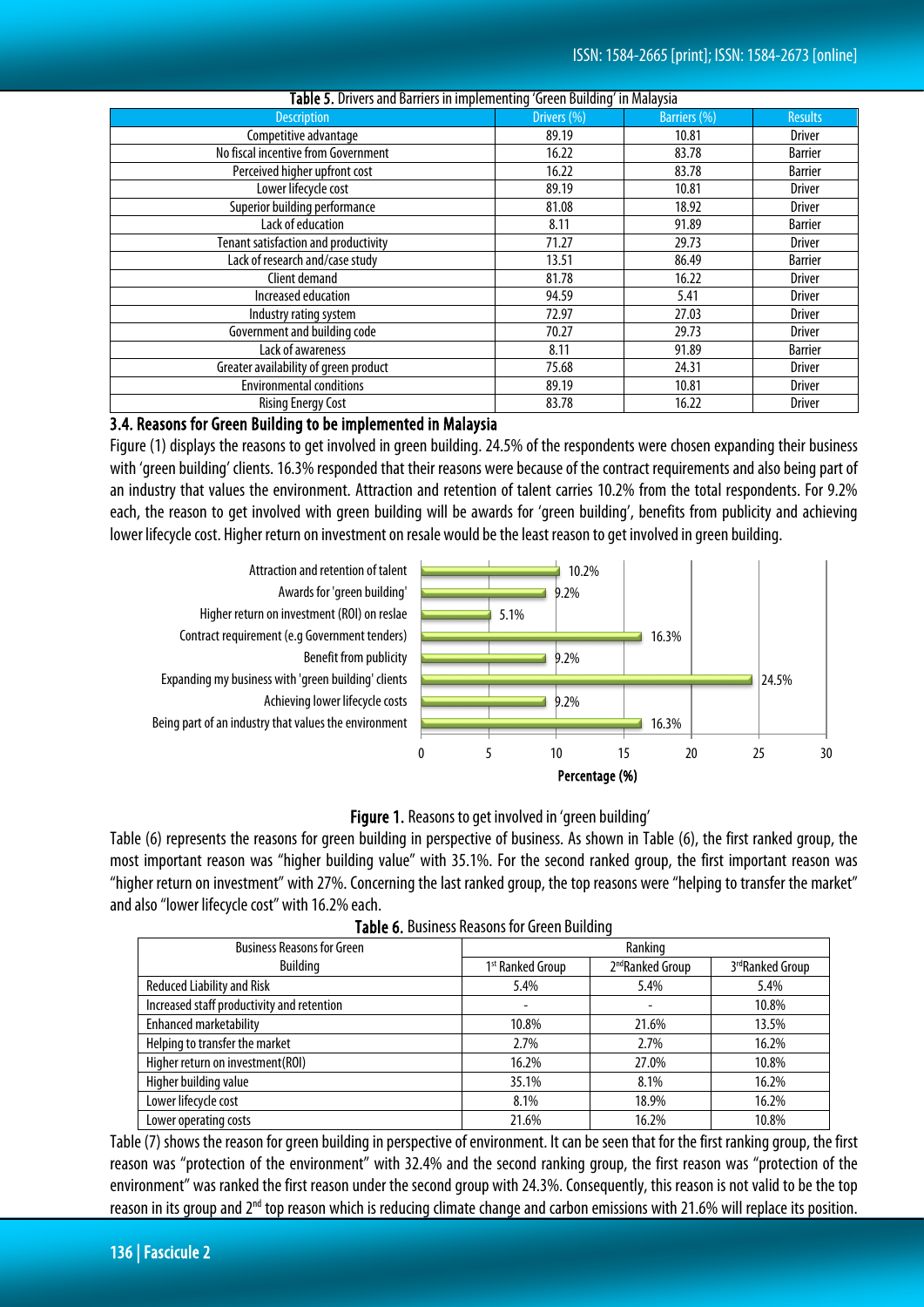**Table 5.** Drivers and Barriers in implementing 'Green Building' in Malaysia

| Description | Drivers (%) | Barriers (%) | Results |
|---|---|---|---|
| Competitive advantage | 89.19 | 10.81 | Driver |
| No fiscal incentive from Government | 16.22 | 83.78 | Barrier |
| Perceived higher upfront cost | 16.22 | 83.78 | Barrier |
| Lower lifecycle cost | 89.19 | 10.81 | Driver |
| Superior building performance | 81.08 | 18.92 | Driver |
| Lack of education | 8.11 | 91.89 | Barrier |
| Tenant satisfaction and productivity | 71.27 | 29.73 | Driver |
| Lack of research and/case study | 13.51 | 86.49 | Barrier |
| Client demand | 81.78 | 16.22 | Driver |
| Increased education | 94.59 | 5.41 | Driver |
| Industry rating system | 72.97 | 27.03 | Driver |
| Government and building code | 70.27 | 29.73 | Driver |
| Lack of awareness | 8.11 | 91.89 | Barrier |
| Greater availability of green product | 75.68 | 24.31 | Driver |
| Environmental conditions | 89.19 | 10.81 | Driver |
| Rising Energy Cost | 83.78 | 16.22 | Driver |

### 3.4. Reasons for Green Building to be implemented in Malaysia

Figure (1) displays the reasons to get involved in green building. 24.5% of the respondents were chosen expanding their business with 'green building' clients. 16.3% responded that their reasons were because of the contract requirements and also being part of an industry that values the environment. Attraction and retention of talent carries 10.2% from the total respondents. For 9.2% each, the reason to get involved with green building will be awards for 'green building', benefits from publicity and achieving lower lifecycle cost. Higher return on investment on resale would be the least reason to get involved in green building.

**Figure 1.** Reasons to get involved in 'green building'

Table (6) represents the reasons for green building in perspective of business. As shown in Table (6), the first ranked group, the most important reason was "higher building value" with 35.1%. For the second ranked group, the first important reason was "higher return on investment" with 27%. Concerning the last ranked group, the top reasons were "helping to transfer the market" and also "lower lifecycle cost" with 16.2% each.

**Table 6.** Business Reasons for Green Building

| Business Reasons for Green Building | Ranking | | |
|---|---|---|---|
| | 1st Ranked Group | 2nd Ranked Group | 3rd Ranked Group |
| Reduced Liability and Risk | 5.4% | 5.4% | 5.4% |
| Increased staff productivity and retention | - | - | 10.8% |
| Enhanced marketability | 10.8% | 21.6% | 13.5% |
| Helping to transfer the market | 2.7% | 2.7% | 16.2% |
| Higher return on investment(ROI) | 16.2% | 27.0% | 10.8% |
| Higher building value | 35.1% | 8.1% | 16.2% |
| Lower lifecycle cost | 8.1% | 18.9% | 16.2% |
| Lower operating costs | 21.6% | 16.2% | 10.8% |

Table (7) shows the reason for green building in perspective of environment. It can be seen that for the first ranking group, the first reason was "protection of the environment" with 32.4% and the second ranking group, the first reason was "protection of the environment" was ranked the first reason under the second group with 24.3%. Consequently, this reason is not valid to be the top reason in its group and 2nd top reason which is reducing climate change and carbon emissions with 21.6% will replace its position.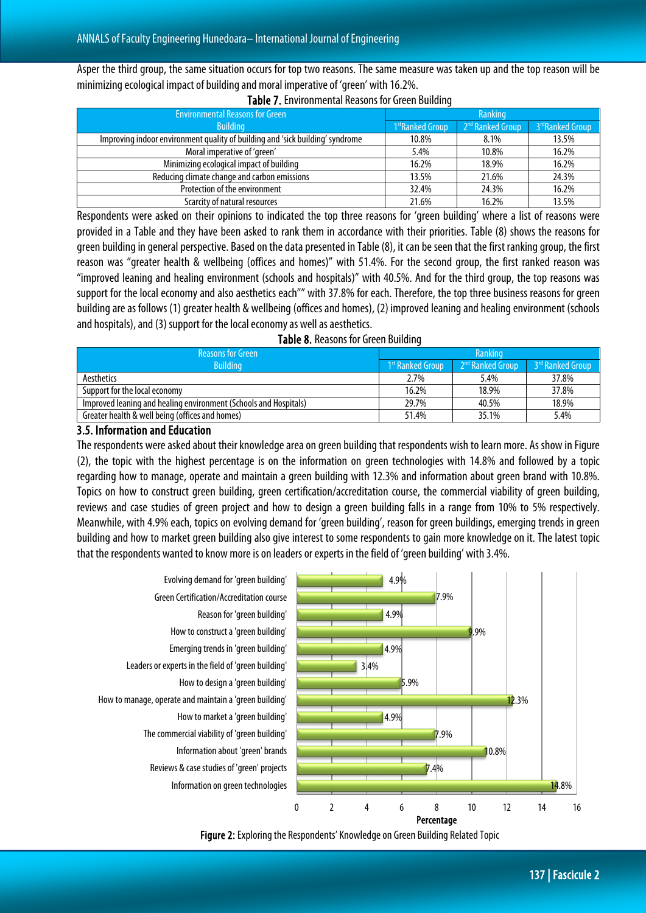Asper the third group, the same situation occurs for top two reasons. The same measure was taken up and the top reason will be minimizing ecological impact of building and moral imperative of 'green' with 16.2%.

**Table 7.** Environmental Reasons for Green Building

| Environmental Reasons for Green Building | Ranking | | |
|---|---|---|---|
| | 1st Ranked Group | 2nd Ranked Group | 3rd Ranked Group |
| Improving indoor environment quality of building and 'sick building' syndrome | 10.8% | 8.1% | 13.5% |
| Moral imperative of 'green' | 5.4% | 10.8% | 16.2% |
| Minimizing ecological impact of building | 16.2% | 18.9% | 16.2% |
| Reducing climate change and carbon emissions | 13.5% | 21.6% | 24.3% |
| Protection of the environment | 32.4% | 24.3% | 16.2% |
| Scarcity of natural resources | 21.6% | 16.2% | 13.5% |

Respondents were asked on their opinions to indicated the top three reasons for 'green building' where a list of reasons were provided in a Table and they have been asked to rank them in accordance with their priorities. Table (8) shows the reasons for green building in general perspective. Based on the data presented in Table (8), it can be seen that the first ranking group, the first reason was "greater health & wellbeing (offices and homes)" with 51.4%. For the second group, the first ranked reason was "improved leaning and healing environment (schools and hospitals)" with 40.5%. And for the third group, the top reasons was support for the local economy and also aesthetics each"" with 37.8% for each. Therefore, the top three business reasons for green building are as follows (1) greater health & wellbeing (offices and homes), (2) improved leaning and healing environment (schools and hospitals), and (3) support for the local economy as well as aesthetics.

**Table 8.** Reasons for Green Building

| Reasons for Green Building | Ranking | | |
|---|---|---|---|
| | 1st Ranked Group | 2nd Ranked Group | 3rd Ranked Group |
| Aesthetics | 2.7% | 5.4% | 37.8% |
| Support for the local economy | 16.2% | 18.9% | 37.8% |
| Improved leaning and healing environment (Schools and Hospitals) | 29.7% | 40.5% | 18.9% |
| Greater health & well being (offices and homes) | 51.4% | 35.1% | 5.4% |

### 3.5. Information and Education

The respondents were asked about their knowledge area on green building that respondents wish to learn more. As show in Figure (2), the topic with the highest percentage is on the information on green technologies with 14.8% and followed by a topic regarding how to manage, operate and maintain a green building with 12.3% and information about green brand with 10.8%. Topics on how to construct green building, green certification/accreditation course, the commercial viability of green building, reviews and case studies of green project and how to design a green building falls in a range from 10% to 5% respectively. Meanwhile, with 4.9% each, topics on evolving demand for 'green building', reason for green buildings, emerging trends in green building and how to market green building also give interest to some respondents to gain more knowledge on it. The latest topic that the respondents wanted to know more is on leaders or experts in the field of 'green building' with 3.4%.

**Figure 2:** Exploring the Respondents' Knowledge on Green Building Related Topic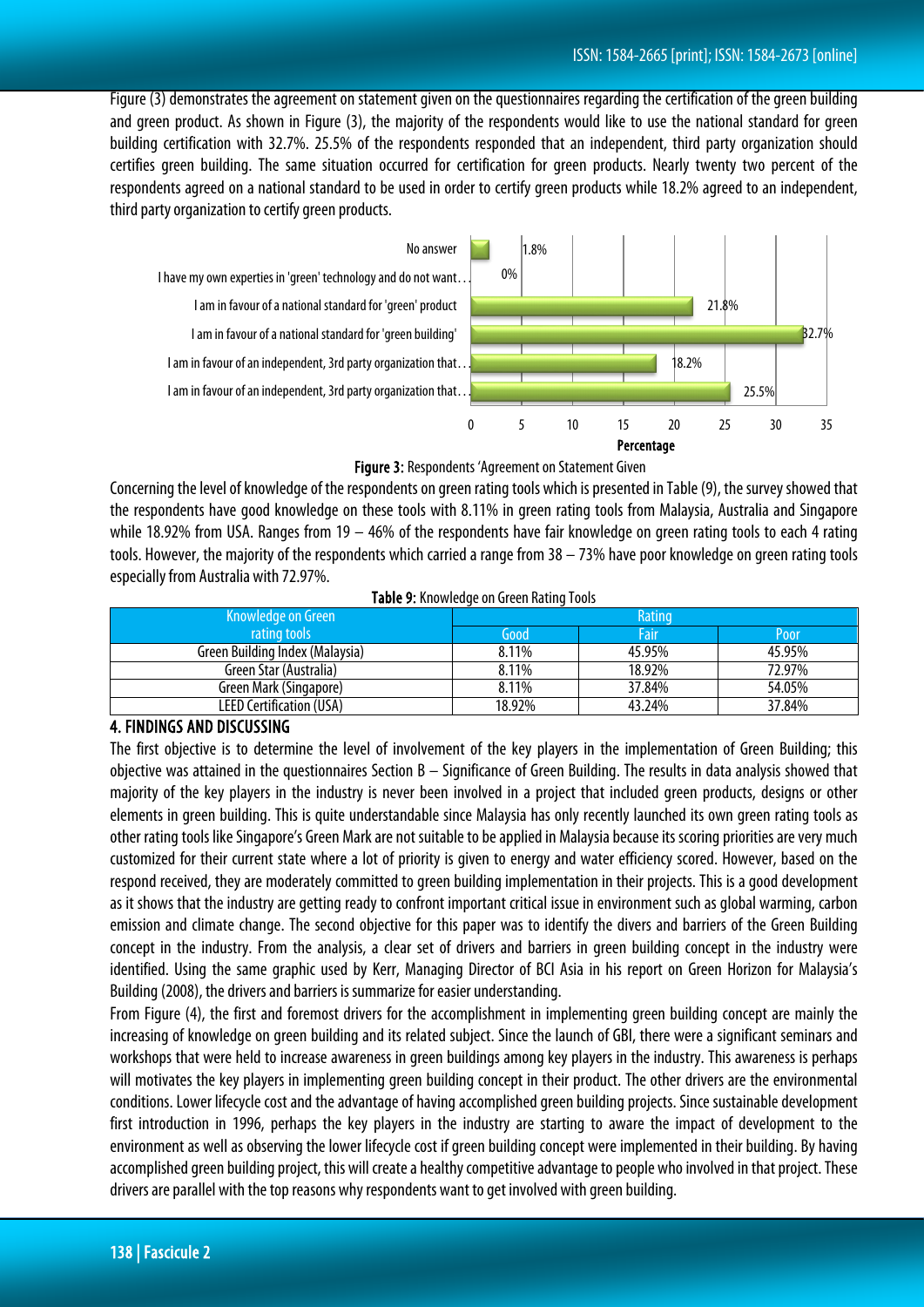Figure (3) demonstrates the agreement on statement given on the questionnaires regarding the certification of the green building and green product. As shown in Figure (3), the majority of the respondents would like to use the national standard for green building certification with 32.7%. 25.5% of the respondents responded that an independent, third party organization should certifies green building. The same situation occurred for certification for green products. Nearly twenty two percent of the respondents agreed on a national standard to be used in order to certify green products while 18.2% agreed to an independent, third party organization to certify green products.

| Statement | Percentage |
|---|---|
| No answer | 1.8% |
| I have my own experties in 'green' technology and do not want… | 0% |
| I am in favour of a national standard for 'green' product | 21.8% |
| I am in favour of a national standard for 'green building' | 32.7% |
| I am in favour of an independent, 3rd party organization that… | 18.2% |
| I am in favour of an independent, 3rd party organization that… | 25.5% |

**Figure 3:** Respondents 'Agreement on Statement Given

Concerning the level of knowledge of the respondents on green rating tools which is presented in Table (9), the survey showed that the respondents have good knowledge on these tools with 8.11% in green rating tools from Malaysia, Australia and Singapore while 18.92% from USA. Ranges from 19 – 46% of the respondents have fair knowledge on green rating tools to each 4 rating tools. However, the majority of the respondents which carried a range from 38 – 73% have poor knowledge on green rating tools especially from Australia with 72.97%.

**Table 9:** Knowledge on Green Rating Tools

| Knowledge on Green rating tools | Rating | | |
|---|---|---|---|
| | Good | Fair | Poor |
| Green Building Index (Malaysia) | 8.11% | 45.95% | 45.95% |
| Green Star (Australia) | 8.11% | 18.92% | 72.97% |
| Green Mark (Singapore) | 8.11% | 37.84% | 54.05% |
| LEED Certification (USA) | 18.92% | 43.24% | 37.84% |

## 4. FINDINGS AND DISCUSSING

The first objective is to determine the level of involvement of the key players in the implementation of Green Building; this objective was attained in the questionnaires Section B – Significance of Green Building. The results in data analysis showed that majority of the key players in the industry is never been involved in a project that included green products, designs or other elements in green building. This is quite understandable since Malaysia has only recently launched its own green rating tools as other rating tools like Singapore's Green Mark are not suitable to be applied in Malaysia because its scoring priorities are very much customized for their current state where a lot of priority is given to energy and water efficiency scored. However, based on the respond received, they are moderately committed to green building implementation in their projects. This is a good development as it shows that the industry are getting ready to confront important critical issue in environment such as global warming, carbon emission and climate change. The second objective for this paper was to identify the divers and barriers of the Green Building concept in the industry. From the analysis, a clear set of drivers and barriers in green building concept in the industry were identified. Using the same graphic used by Kerr, Managing Director of BCI Asia in his report on Green Horizon for Malaysia's Building (2008), the drivers and barriers is summarize for easier understanding.

From Figure (4), the first and foremost drivers for the accomplishment in implementing green building concept are mainly the increasing of knowledge on green building and its related subject. Since the launch of GBI, there were a significant seminars and workshops that were held to increase awareness in green buildings among key players in the industry. This awareness is perhaps will motivates the key players in implementing green building concept in their product. The other drivers are the environmental conditions. Lower lifecycle cost and the advantage of having accomplished green building projects. Since sustainable development first introduction in 1996, perhaps the key players in the industry are starting to aware the impact of development to the environment as well as observing the lower lifecycle cost if green building concept were implemented in their building. By having accomplished green building project, this will create a healthy competitive advantage to people who involved in that project. These drivers are parallel with the top reasons why respondents want to get involved with green building.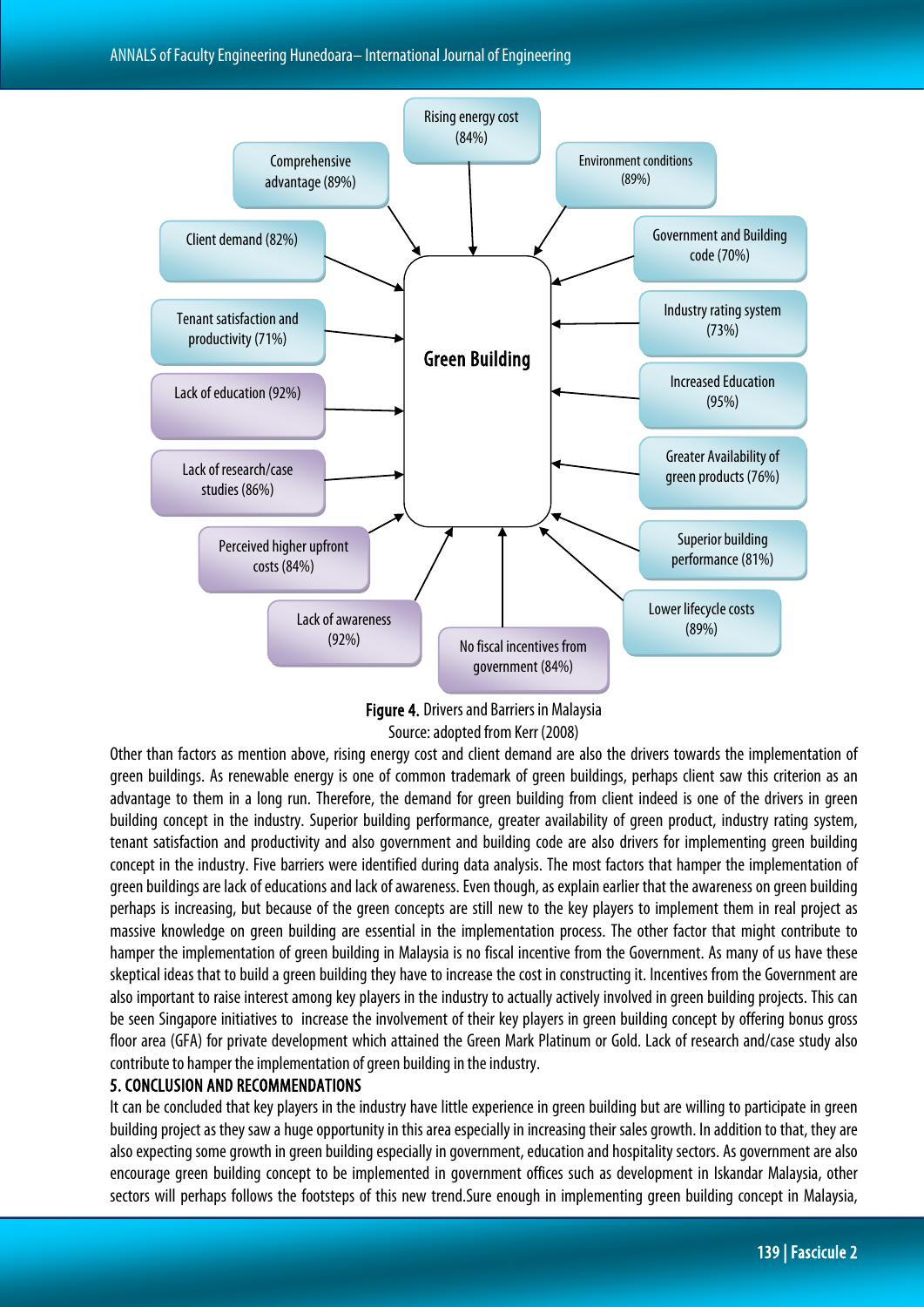Green Building

Drivers:
- Rising energy cost (84%)
- Comprehensive advantage (89%)
- Environment conditions (89%)
- Client demand (82%)
- Government and Building code (70%)
- Tenant satisfaction and productivity (71%)
- Industry rating system (73%)
- Increased Education (95%)
- Greater Availability of green products (76%)
- Superior building performance (81%)
- Lower lifecycle costs (89%)

Barriers:
- Lack of education (92%)
- Lack of research/case studies (86%)
- Perceived higher upfront costs (84%)
- Lack of awareness (92%)
- No fiscal incentives from government (84%)

**Figure 4.** Drivers and Barriers in Malaysia
Source: adopted from Kerr (2008)

Other than factors as mention above, rising energy cost and client demand are also the drivers towards the implementation of green buildings. As renewable energy is one of common trademark of green buildings, perhaps client saw this criterion as an advantage to them in a long run. Therefore, the demand for green building from client indeed is one of the drivers in green building concept in the industry. Superior building performance, greater availability of green product, industry rating system, tenant satisfaction and productivity and also government and building code are also drivers for implementing green building concept in the industry. Five barriers were identified during data analysis. The most factors that hamper the implementation of green buildings are lack of educations and lack of awareness. Even though, as explain earlier that the awareness on green building perhaps is increasing, but because of the green concepts are still new to the key players to implement them in real project as massive knowledge on green building are essential in the implementation process. The other factor that might contribute to hamper the implementation of green building in Malaysia is no fiscal incentive from the Government. As many of us have these skeptical ideas that to build a green building they have to increase the cost in constructing it. Incentives from the Government are also important to raise interest among key players in the industry to actually actively involved in green building projects. This can be seen Singapore initiatives to increase the involvement of their key players in green building concept by offering bonus gross floor area (GFA) for private development which attained the Green Mark Platinum or Gold. Lack of research and/case study also contribute to hamper the implementation of green building in the industry.

## 5. CONCLUSION AND RECOMMENDATIONS

It can be concluded that key players in the industry have little experience in green building but are willing to participate in green building project as they saw a huge opportunity in this area especially in increasing their sales growth. In addition to that, they are also expecting some growth in green building especially in government, education and hospitality sectors. As government are also encourage green building concept to be implemented in government offices such as development in Iskandar Malaysia, other sectors will perhaps follows the footsteps of this new trend.Sure enough in implementing green building concept in Malaysia,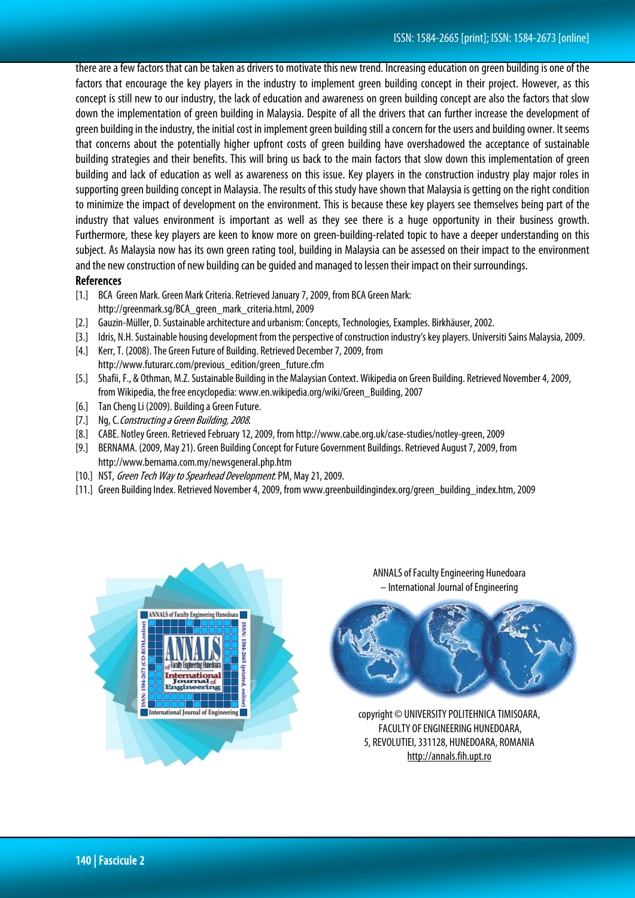there are a few factors that can be taken as drivers to motivate this new trend. Increasing education on green building is one of the factors that encourage the key players in the industry to implement green building concept in their project. However, as this concept is still new to our industry, the lack of education and awareness on green building concept are also the factors that slow down the implementation of green building in Malaysia. Despite of all the drivers that can further increase the development of green building in the industry, the initial cost in implement green building still a concern for the users and building owner. It seems that concerns about the potentially higher upfront costs of green building have overshadowed the acceptance of sustainable building strategies and their benefits. This will bring us back to the main factors that slow down this implementation of green building and lack of education as well as awareness on this issue. Key players in the construction industry play major roles in supporting green building concept in Malaysia. The results of this study have shown that Malaysia is getting on the right condition to minimize the impact of development on the environment. This is because these key players see themselves being part of the industry that values environment is important as well as they see there is a huge opportunity in their business growth. Furthermore, these key players are keen to know more on green-building-related topic to have a deeper understanding on this subject. As Malaysia now has its own green rating tool, building in Malaysia can be assessed on their impact to the environment and the new construction of new building can be guided and managed to lessen their impact on their surroundings.

## References

[1.] BCA Green Mark. Green Mark Criteria. Retrieved January 7, 2009, from BCA Green Mark: http://greenmark.sg/BCA_green_mark_criteria.html, 2009

[2.] Gauzin-Müller, D. Sustainable architecture and urbanism: Concepts, Technologies, Examples. Birkhäuser, 2002.

[3.] Idris, N.H. Sustainable housing development from the perspective of construction industry's key players. Universiti Sains Malaysia, 2009.

[4.] Kerr, T. (2008). The Green Future of Building. Retrieved December 7, 2009, from http://www.futurarc.com/previous_edition/green_future.cfm

[5.] Shafii, F., & Othman, M.Z. Sustainable Building in the Malaysian Context. Wikipedia on Green Building. Retrieved November 4, 2009, from Wikipedia, the free encyclopedia: www.en.wikipedia.org/wiki/Green_Building, 2007

[6.] Tan Cheng Li (2009). Building a Green Future.

[7.] Ng, C. *Constructing a Green Building, 2008*.

[8.] CABE. Notley Green. Retrieved February 12, 2009, from http://www.cabe.org.uk/case-studies/notley-green, 2009

[9.] BERNAMA. (2009, May 21). Green Building Concept for Future Government Buildings. Retrieved August 7, 2009, from http://www.bernama.com.my/newsgeneral.php.htm

[10.] NST, *Green Tech Way to Spearhead Development*: PM, May 21, 2009.

[11.] Green Building Index. Retrieved November 4, 2009, from www.greenbuildingindex.org/green_building_index.htm, 2009

ANNALS of Faculty Engineering Hunedoara
– International Journal of Engineering

copyright © UNIVERSITY POLITEHNICA TIMISOARA,
FACULTY OF ENGINEERING HUNEDOARA,
5, REVOLUTIEI, 331128, HUNEDOARA, ROMANIA
http://annals.fih.upt.ro